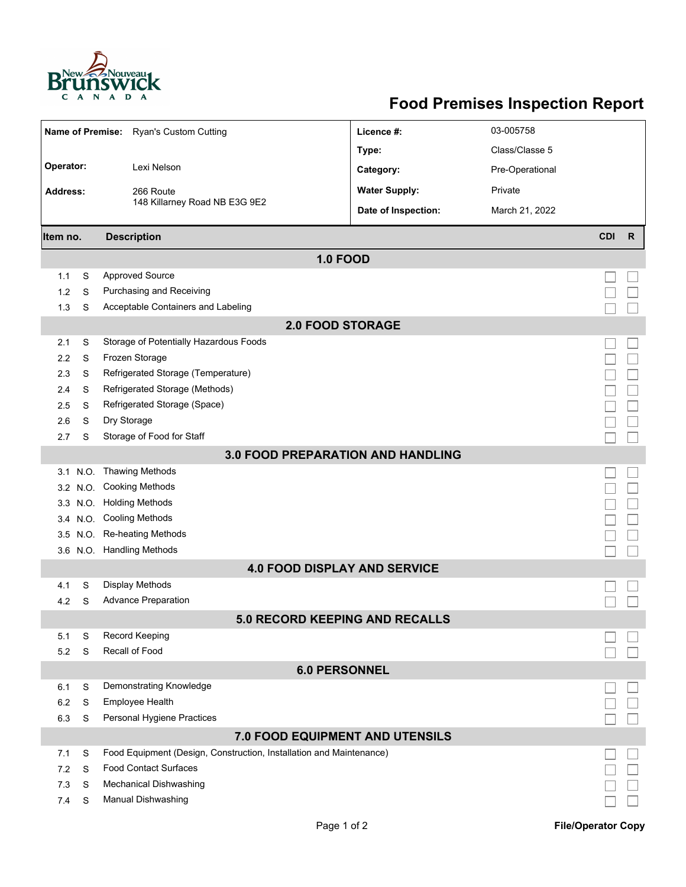# Food Premises Inspection Report

| | | | |
|---|---|---|---|
| **Name of Premise:** | Ryan's Custom Cutting | **Licence #:** | 03-005758 |
| | | **Type:** | Class/Classe 5 |
| **Operator:** | Lexi Nelson | **Category:** | Pre-Operational |
| **Address:** | 266 Route 148 Killarney Road NB E3G 9E2 | **Water Supply:** | Private |
| | | **Date of Inspection:** | March 21, 2022 |

| Item no. | | Description | CDI | R |
|---|---|---|---|---|
| **1.0 FOOD** | | | | |
| 1.1 | S | Approved Source | ☐ | ☐ |
| 1.2 | S | Purchasing and Receiving | ☐ | ☐ |
| 1.3 | S | Acceptable Containers and Labeling | ☐ | ☐ |
| **2.0 FOOD STORAGE** | | | | |
| 2.1 | S | Storage of Potentially Hazardous Foods | ☐ | ☐ |
| 2.2 | S | Frozen Storage | ☐ | ☐ |
| 2.3 | S | Refrigerated Storage (Temperature) | ☐ | ☐ |
| 2.4 | S | Refrigerated Storage (Methods) | ☐ | ☐ |
| 2.5 | S | Refrigerated Storage (Space) | ☐ | ☐ |
| 2.6 | S | Dry Storage | ☐ | ☐ |
| 2.7 | S | Storage of Food for Staff | ☐ | ☐ |
| **3.0 FOOD PREPARATION AND HANDLING** | | | | |
| 3.1 | N.O. | Thawing Methods | ☐ | ☐ |
| 3.2 | N.O. | Cooking Methods | ☐ | ☐ |
| 3.3 | N.O. | Holding Methods | ☐ | ☐ |
| 3.4 | N.O. | Cooling Methods | ☐ | ☐ |
| 3.5 | N.O. | Re-heating Methods | ☐ | ☐ |
| 3.6 | N.O. | Handling Methods | ☐ | ☐ |
| **4.0 FOOD DISPLAY AND SERVICE** | | | | |
| 4.1 | S | Display Methods | ☐ | ☐ |
| 4.2 | S | Advance Preparation | ☐ | ☐ |
| **5.0 RECORD KEEPING AND RECALLS** | | | | |
| 5.1 | S | Record Keeping | ☐ | ☐ |
| 5.2 | S | Recall of Food | ☐ | ☐ |
| **6.0 PERSONNEL** | | | | |
| 6.1 | S | Demonstrating Knowledge | ☐ | ☐ |
| 6.2 | S | Employee Health | ☐ | ☐ |
| 6.3 | S | Personal Hygiene Practices | ☐ | ☐ |
| **7.0 FOOD EQUIPMENT AND UTENSILS** | | | | |
| 7.1 | S | Food Equipment (Design, Construction, Installation and Maintenance) | ☐ | ☐ |
| 7.2 | S | Food Contact Surfaces | ☐ | ☐ |
| 7.3 | S | Mechanical Dishwashing | ☐ | ☐ |
| 7.4 | S | Manual Dishwashing | ☐ | ☐ |

File/Operator Copy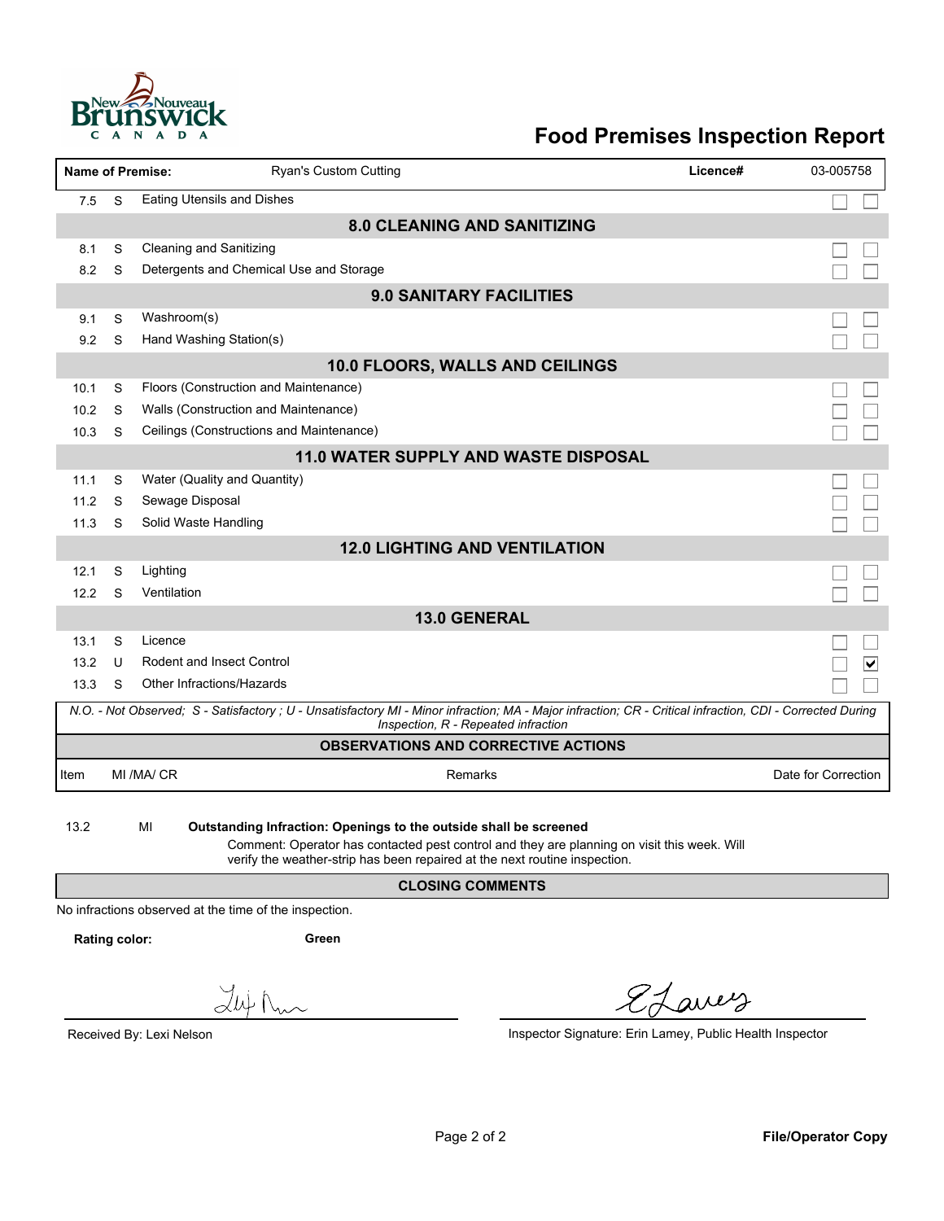# Food Premises Inspection Report

| Name of Premise: | Ryan's Custom Cutting | Licence# | 03-005758 |
|---|---|---|---|

| | | | | |
|---|---|---|---|---|
| 7.5 | S | Eating Utensils and Dishes | ☐ | ☐ |
| **8.0 CLEANING AND SANITIZING** | | | | |
| 8.1 | S | Cleaning and Sanitizing | ☐ | ☐ |
| 8.2 | S | Detergents and Chemical Use and Storage | ☐ | ☐ |
| **9.0 SANITARY FACILITIES** | | | | |
| 9.1 | S | Washroom(s) | ☐ | ☐ |
| 9.2 | S | Hand Washing Station(s) | ☐ | ☐ |
| **10.0 FLOORS, WALLS AND CEILINGS** | | | | |
| 10.1 | S | Floors (Construction and Maintenance) | ☐ | ☐ |
| 10.2 | S | Walls (Construction and Maintenance) | ☐ | ☐ |
| 10.3 | S | Ceilings (Constructions and Maintenance) | ☐ | ☐ |
| **11.0 WATER SUPPLY AND WASTE DISPOSAL** | | | | |
| 11.1 | S | Water (Quality and Quantity) | ☐ | ☐ |
| 11.2 | S | Sewage Disposal | ☐ | ☐ |
| 11.3 | S | Solid Waste Handling | ☐ | ☐ |
| **12.0 LIGHTING AND VENTILATION** | | | | |
| 12.1 | S | Lighting | ☐ | ☐ |
| 12.2 | S | Ventilation | ☐ | ☐ |
| **13.0 GENERAL** | | | | |
| 13.1 | S | Licence | ☐ | ☐ |
| 13.2 | U | Rodent and Insect Control | ☐ | ☑ |
| 13.3 | S | Other Infractions/Hazards | ☐ | ☐ |

*N.O. - Not Observed; S - Satisfactory ; U - Unsatisfactory MI - Minor infraction; MA - Major infraction; CR - Critical infraction, CDI - Corrected During Inspection, R - Repeated infraction*

## OBSERVATIONS AND CORRECTIVE ACTIONS

| Item | MI /MA/ CR | Remarks | Date for Correction |
|---|---|---|---|
| 13.2 | MI | **Outstanding Infraction: Openings to the outside shall be screened**<br>Comment: Operator has contacted pest control and they are planning on visit this week. Will verify the weather-strip has been repaired at the next routine inspection. | |

## CLOSING COMMENTS

No infractions observed at the time of the inspection.

**Rating color:** **Green**

Received By: Lexi Nelson

Inspector Signature: Erin Lamey, Public Health Inspector

**File/Operator Copy**